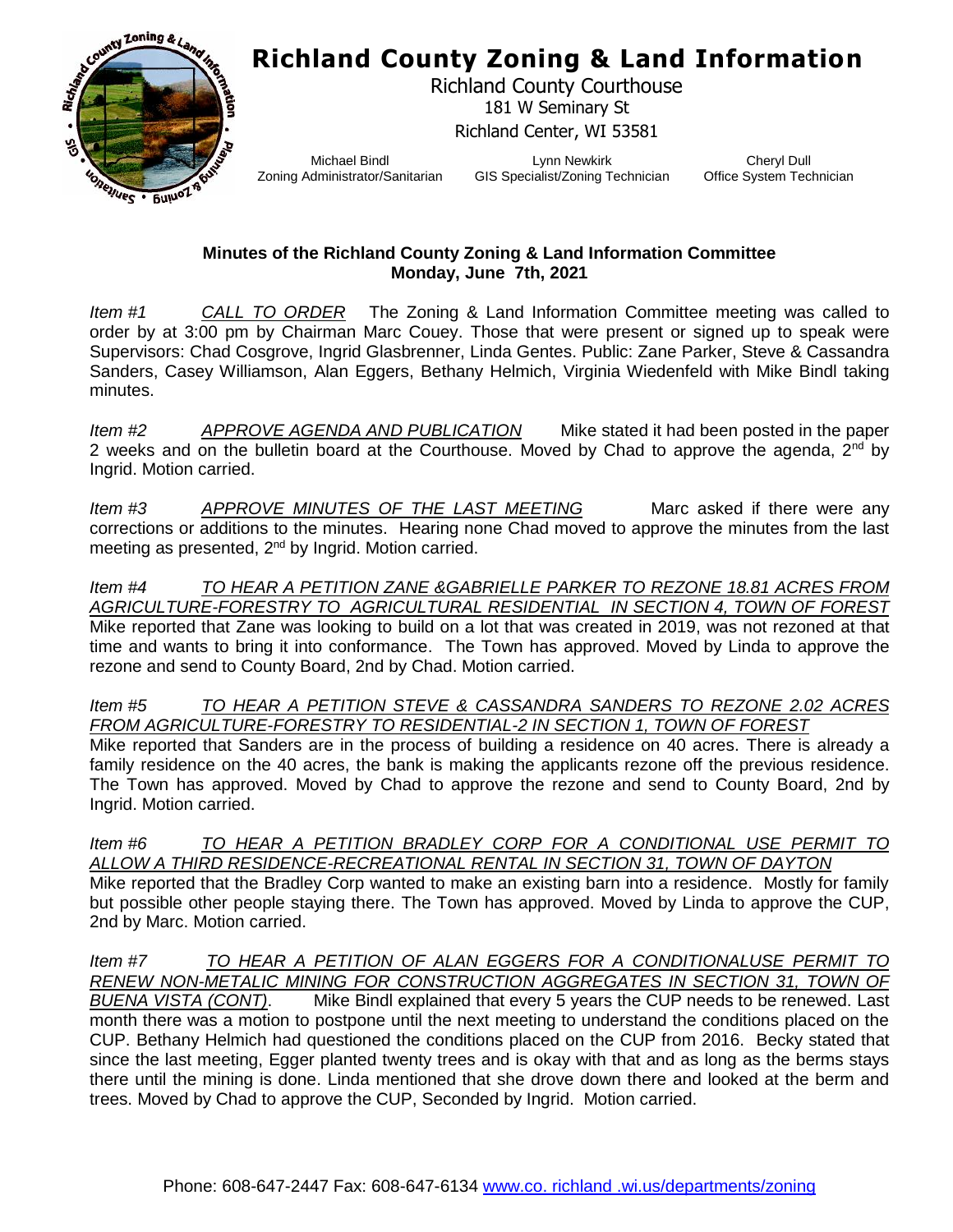# Richland County Zoning & Land Information

Richland County Courthouse
181 W Seminary St
Richland Center, WI 53581

Michael Bindl
Zoning Administrator/Sanitarian

Lynn Newkirk
GIS Specialist/Zoning Technician

Cheryl Dull
Office System Technician

**Minutes of the Richland County Zoning & Land Information Committee**
**Monday, June 7th, 2021**

*Item #1* *CALL TO ORDER* The Zoning & Land Information Committee meeting was called to order by at 3:00 pm by Chairman Marc Couey. Those that were present or signed up to speak were Supervisors: Chad Cosgrove, Ingrid Glasbrenner, Linda Gentes. Public: Zane Parker, Steve & Cassandra Sanders, Casey Williamson, Alan Eggers, Bethany Helmich, Virginia Wiedenfeld with Mike Bindl taking minutes.

*Item #2* *APPROVE AGENDA AND PUBLICATION* Mike stated it had been posted in the paper 2 weeks and on the bulletin board at the Courthouse. Moved by Chad to approve the agenda, 2nd by Ingrid. Motion carried.

*Item #3* *APPROVE MINUTES OF THE LAST MEETING* Marc asked if there were any corrections or additions to the minutes. Hearing none Chad moved to approve the minutes from the last meeting as presented, 2nd by Ingrid. Motion carried.

*Item #4* *TO HEAR A PETITION ZANE &GABRIELLE PARKER TO REZONE 18.81 ACRES FROM AGRICULTURE-FORESTRY TO AGRICULTURAL RESIDENTIAL IN SECTION 4, TOWN OF FOREST* Mike reported that Zane was looking to build on a lot that was created in 2019, was not rezoned at that time and wants to bring it into conformance. The Town has approved. Moved by Linda to approve the rezone and send to County Board, 2nd by Chad. Motion carried.

*Item #5* *TO HEAR A PETITION STEVE & CASSANDRA SANDERS TO REZONE 2.02 ACRES FROM AGRICULTURE-FORESTRY TO RESIDENTIAL-2 IN SECTION 1, TOWN OF FOREST* Mike reported that Sanders are in the process of building a residence on 40 acres. There is already a family residence on the 40 acres, the bank is making the applicants rezone off the previous residence. The Town has approved. Moved by Chad to approve the rezone and send to County Board, 2nd by Ingrid. Motion carried.

*Item #6* *TO HEAR A PETITION BRADLEY CORP FOR A CONDITIONAL USE PERMIT TO ALLOW A THIRD RESIDENCE-RECREATIONAL RENTAL IN SECTION 31, TOWN OF DAYTON* Mike reported that the Bradley Corp wanted to make an existing barn into a residence. Mostly for family but possible other people staying there. The Town has approved. Moved by Linda to approve the CUP, 2nd by Marc. Motion carried.

*Item #7* *TO HEAR A PETITION OF ALAN EGGERS FOR A CONDITIONALUSE PERMIT TO RENEW NON-METALIC MINING FOR CONSTRUCTION AGGREGATES IN SECTION 31, TOWN OF BUENA VISTA (CONT)*. Mike Bindl explained that every 5 years the CUP needs to be renewed. Last month there was a motion to postpone until the next meeting to understand the conditions placed on the CUP. Bethany Helmich had questioned the conditions placed on the CUP from 2016. Becky stated that since the last meeting, Egger planted twenty trees and is okay with that and as long as the berms stays there until the mining is done. Linda mentioned that she drove down there and looked at the berm and trees. Moved by Chad to approve the CUP, Seconded by Ingrid. Motion carried.

Phone: 608-647-2447 Fax: 608-647-6134 www.co. richland .wi.us/departments/zoning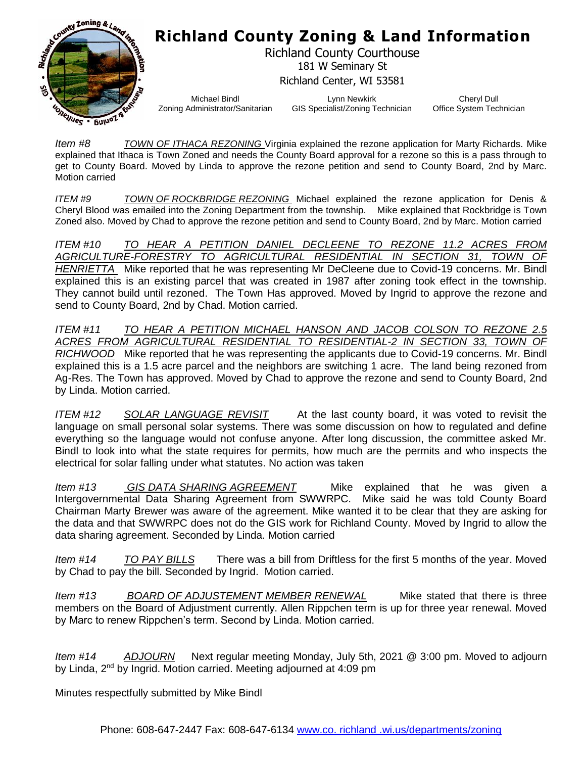# Richland County Zoning & Land Information

Richland County Courthouse
181 W Seminary St
Richland Center, WI 53581

Michael Bindl
Zoning Administrator/Sanitarian

Lynn Newkirk
GIS Specialist/Zoning Technician

Cheryl Dull
Office System Technician

*Item #8* *TOWN OF ITHACA REZONING* Virginia explained the rezone application for Marty Richards. Mike explained that Ithaca is Town Zoned and needs the County Board approval for a rezone so this is a pass through to get to County Board. Moved by Linda to approve the rezone petition and send to County Board, 2nd by Marc. Motion carried

*ITEM #9* *TOWN OF ROCKBRIDGE REZONING* Michael explained the rezone application for Denis & Cheryl Blood was emailed into the Zoning Department from the township. Mike explained that Rockbridge is Town Zoned also. Moved by Chad to approve the rezone petition and send to County Board, 2nd by Marc. Motion carried

*ITEM #10* *TO HEAR A PETITION DANIEL DECLEENE TO REZONE 11.2 ACRES FROM AGRICULTURE-FORESTRY TO AGRICULTURAL RESIDENTIAL IN SECTION 31, TOWN OF HENRIETTA* Mike reported that he was representing Mr DeCleene due to Covid-19 concerns. Mr. Bindl explained this is an existing parcel that was created in 1987 after zoning took effect in the township. They cannot build until rezoned. The Town Has approved. Moved by Ingrid to approve the rezone and send to County Board, 2nd by Chad. Motion carried.

*ITEM #11* *TO HEAR A PETITION MICHAEL HANSON AND JACOB COLSON TO REZONE 2.5 ACRES FROM AGRICULTURAL RESIDENTIAL TO RESIDENTIAL-2 IN SECTION 33, TOWN OF RICHWOOD* Mike reported that he was representing the applicants due to Covid-19 concerns. Mr. Bindl explained this is a 1.5 acre parcel and the neighbors are switching 1 acre. The land being rezoned from Ag-Res. The Town has approved. Moved by Chad to approve the rezone and send to County Board, 2nd by Linda. Motion carried.

*ITEM #12* *SOLAR LANGUAGE REVISIT* At the last county board, it was voted to revisit the language on small personal solar systems. There was some discussion on how to regulated and define everything so the language would not confuse anyone. After long discussion, the committee asked Mr. Bindl to look into what the state requires for permits, how much are the permits and who inspects the electrical for solar falling under what statutes. No action was taken

*Item #13* *GIS DATA SHARING AGREEMENT* Mike explained that he was given a Intergovernmental Data Sharing Agreement from SWWRPC. Mike said he was told County Board Chairman Marty Brewer was aware of the agreement. Mike wanted it to be clear that they are asking for the data and that SWWRPC does not do the GIS work for Richland County. Moved by Ingrid to allow the data sharing agreement. Seconded by Linda. Motion carried

*Item #14* *TO PAY BILLS* There was a bill from Driftless for the first 5 months of the year. Moved by Chad to pay the bill. Seconded by Ingrid. Motion carried.

*Item #13* *BOARD OF ADJUSTEMENT MEMBER RENEWAL* Mike stated that there is three members on the Board of Adjustment currently. Allen Rippchen term is up for three year renewal. Moved by Marc to renew Rippchen's term. Second by Linda. Motion carried.

*Item #14* *ADJOURN* Next regular meeting Monday, July 5th, 2021 @ 3:00 pm. Moved to adjourn by Linda, 2nd by Ingrid. Motion carried. Meeting adjourned at 4:09 pm

Minutes respectfully submitted by Mike Bindl

Phone: 608-647-2447 Fax: 608-647-6134 www.co. richland .wi.us/departments/zoning